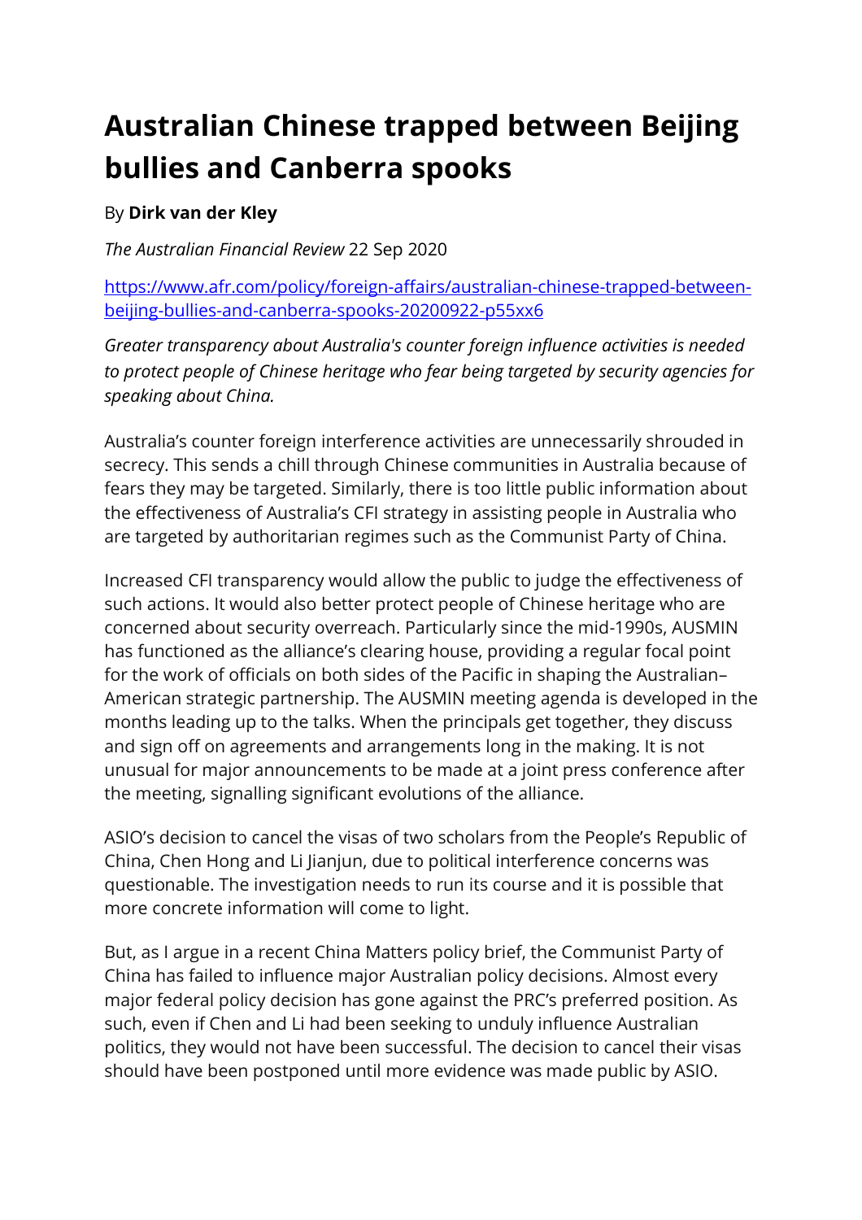# Australian Chinese trapped between Beijing bullies and Canberra spooks

By **Dirk van der Kley**

*The Australian Financial Review* 22 Sep 2020

https://www.afr.com/policy/foreign-affairs/australian-chinese-trapped-between-beijing-bullies-and-canberra-spooks-20200922-p55xx6

*Greater transparency about Australia's counter foreign influence activities is needed to protect people of Chinese heritage who fear being targeted by security agencies for speaking about China.*

Australia's counter foreign interference activities are unnecessarily shrouded in secrecy. This sends a chill through Chinese communities in Australia because of fears they may be targeted. Similarly, there is too little public information about the effectiveness of Australia's CFI strategy in assisting people in Australia who are targeted by authoritarian regimes such as the Communist Party of China.

Increased CFI transparency would allow the public to judge the effectiveness of such actions. It would also better protect people of Chinese heritage who are concerned about security overreach. Particularly since the mid-1990s, AUSMIN has functioned as the alliance's clearing house, providing a regular focal point for the work of officials on both sides of the Pacific in shaping the Australian–American strategic partnership. The AUSMIN meeting agenda is developed in the months leading up to the talks. When the principals get together, they discuss and sign off on agreements and arrangements long in the making. It is not unusual for major announcements to be made at a joint press conference after the meeting, signalling significant evolutions of the alliance.

ASIO's decision to cancel the visas of two scholars from the People's Republic of China, Chen Hong and Li Jianjun, due to political interference concerns was questionable. The investigation needs to run its course and it is possible that more concrete information will come to light.

But, as I argue in a recent China Matters policy brief, the Communist Party of China has failed to influence major Australian policy decisions. Almost every major federal policy decision has gone against the PRC's preferred position. As such, even if Chen and Li had been seeking to unduly influence Australian politics, they would not have been successful. The decision to cancel their visas should have been postponed until more evidence was made public by ASIO.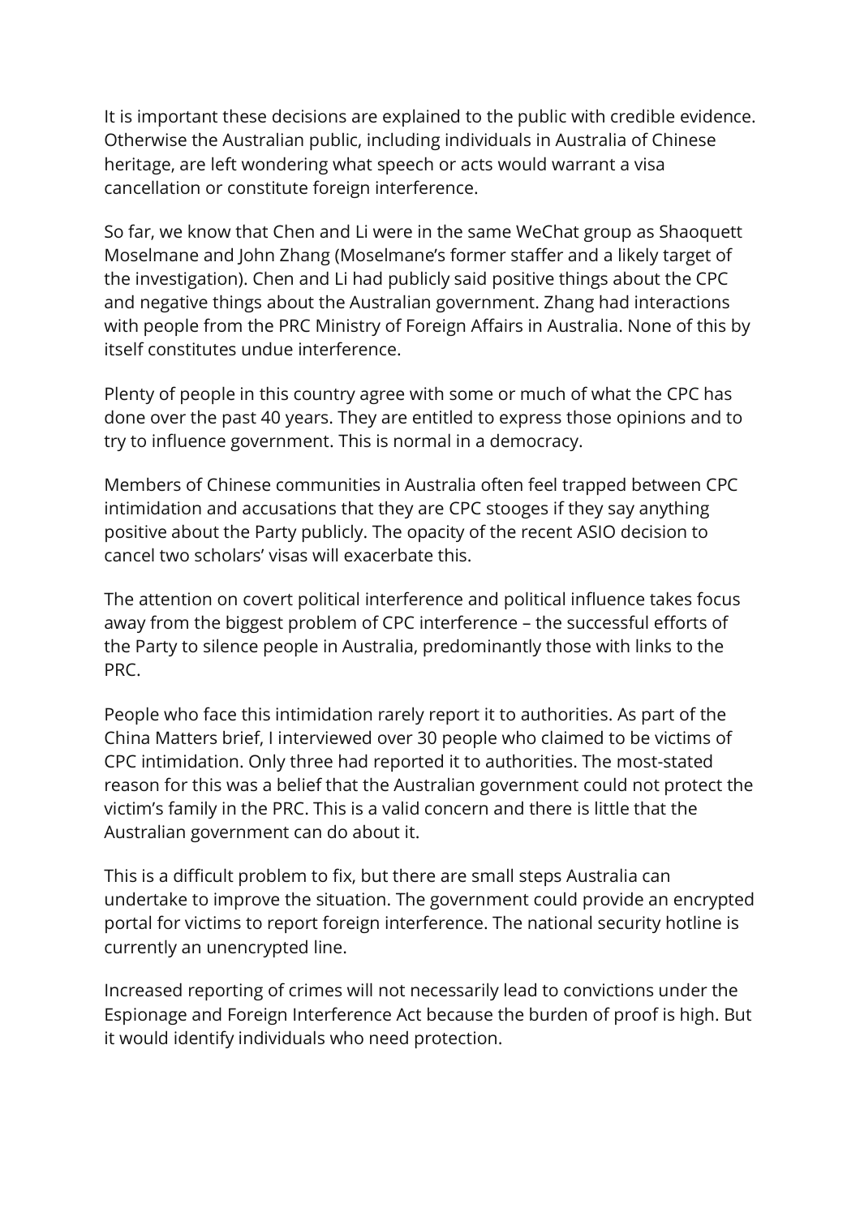It is important these decisions are explained to the public with credible evidence. Otherwise the Australian public, including individuals in Australia of Chinese heritage, are left wondering what speech or acts would warrant a visa cancellation or constitute foreign interference.

So far, we know that Chen and Li were in the same WeChat group as Shaoquett Moselmane and John Zhang (Moselmane's former staffer and a likely target of the investigation). Chen and Li had publicly said positive things about the CPC and negative things about the Australian government. Zhang had interactions with people from the PRC Ministry of Foreign Affairs in Australia. None of this by itself constitutes undue interference.

Plenty of people in this country agree with some or much of what the CPC has done over the past 40 years. They are entitled to express those opinions and to try to influence government. This is normal in a democracy.

Members of Chinese communities in Australia often feel trapped between CPC intimidation and accusations that they are CPC stooges if they say anything positive about the Party publicly. The opacity of the recent ASIO decision to cancel two scholars' visas will exacerbate this.

The attention on covert political interference and political influence takes focus away from the biggest problem of CPC interference – the successful efforts of the Party to silence people in Australia, predominantly those with links to the PRC.

People who face this intimidation rarely report it to authorities. As part of the China Matters brief, I interviewed over 30 people who claimed to be victims of CPC intimidation. Only three had reported it to authorities. The most-stated reason for this was a belief that the Australian government could not protect the victim's family in the PRC. This is a valid concern and there is little that the Australian government can do about it.

This is a difficult problem to fix, but there are small steps Australia can undertake to improve the situation. The government could provide an encrypted portal for victims to report foreign interference. The national security hotline is currently an unencrypted line.

Increased reporting of crimes will not necessarily lead to convictions under the Espionage and Foreign Interference Act because the burden of proof is high. But it would identify individuals who need protection.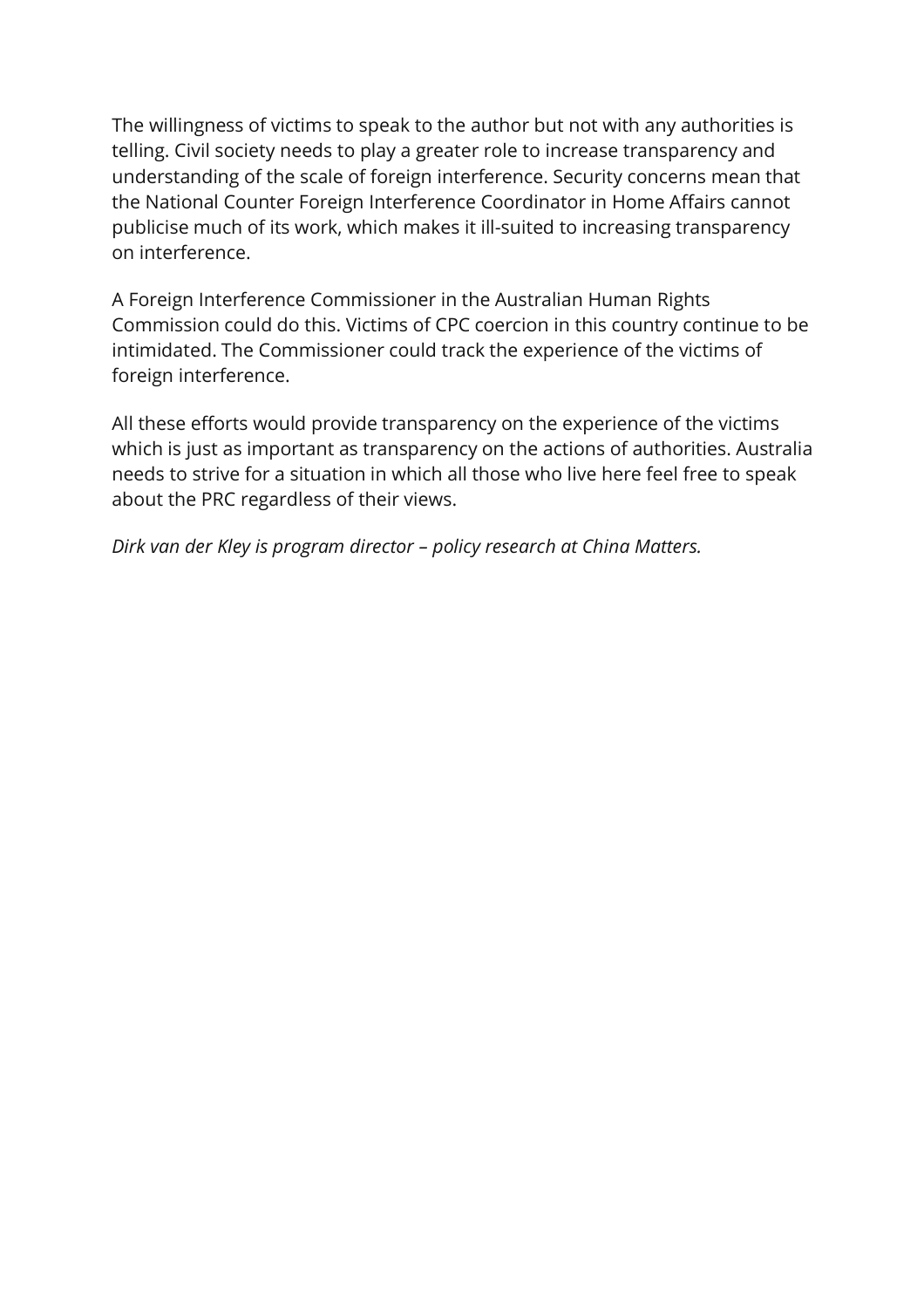The willingness of victims to speak to the author but not with any authorities is telling. Civil society needs to play a greater role to increase transparency and understanding of the scale of foreign interference. Security concerns mean that the National Counter Foreign Interference Coordinator in Home Affairs cannot publicise much of its work, which makes it ill-suited to increasing transparency on interference.

A Foreign Interference Commissioner in the Australian Human Rights Commission could do this. Victims of CPC coercion in this country continue to be intimidated. The Commissioner could track the experience of the victims of foreign interference.

All these efforts would provide transparency on the experience of the victims which is just as important as transparency on the actions of authorities. Australia needs to strive for a situation in which all those who live here feel free to speak about the PRC regardless of their views.

*Dirk van der Kley is program director – policy research at China Matters.*